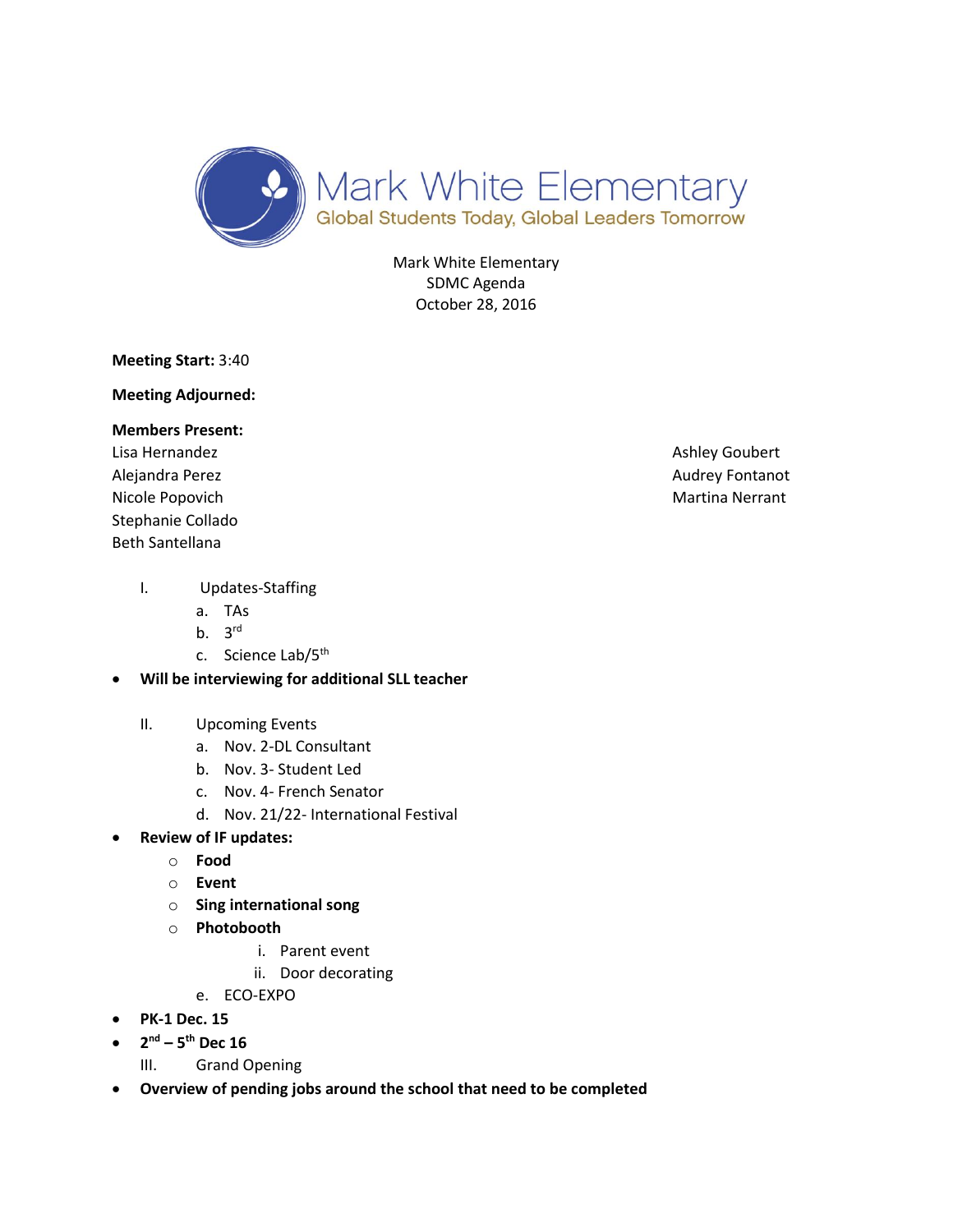# Mark White Elementary

Global Students Today, Global Leaders Tomorrow

Mark White Elementary
SDMC Agenda
October 28, 2016

**Meeting Start:** 3:40

**Meeting Adjourned:**

**Members Present:**

Lisa Hernandez
Alejandra Perez
Nicole Popovich
Stephanie Collado
Beth Santellana
Ashley Goubert
Audrey Fontanot
Martina Nerrant

I. Updates-Staffing
   a. TAs
   b. 3rd
   c. Science Lab/5th

- **Will be interviewing for additional SLL teacher**

II. Upcoming Events
   a. Nov. 2-DL Consultant
   b. Nov. 3- Student Led
   c. Nov. 4- French Senator
   d. Nov. 21/22- International Festival

- **Review of IF updates:**
  - **Food**
  - **Event**
  - **Sing international song**
  - **Photobooth**
    - i. Parent event
    - ii. Door decorating

   e. ECO-EXPO

- **PK-1 Dec. 15**
- **2nd – 5th Dec 16**

III. Grand Opening

- **Overview of pending jobs around the school that need to be completed**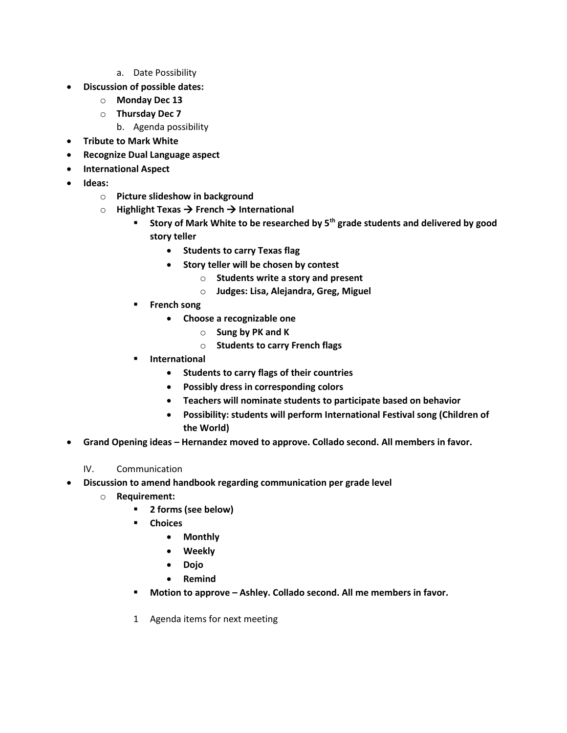a. Date Possibility

- **Discussion of possible dates:**
  - **Monday Dec 13**
  - **Thursday Dec 7**

b. Agenda possibility

- **Tribute to Mark White**
- **Recognize Dual Language aspect**
- **International Aspect**
- **Ideas:**
  - **Picture slideshow in background**
  - **Highlight Texas → French → International**
    - **Story of Mark White to be researched by 5th grade students and delivered by good story teller**
      - **Students to carry Texas flag**
      - **Story teller will be chosen by contest**
        - **Students write a story and present**
        - **Judges: Lisa, Alejandra, Greg, Miguel**
    - **French song**
      - **Choose a recognizable one**
        - **Sung by PK and K**
        - **Students to carry French flags**
    - **International**
      - **Students to carry flags of their countries**
      - **Possibly dress in corresponding colors**
      - **Teachers will nominate students to participate based on behavior**
      - **Possibility: students will perform International Festival song (Children of the World)**
- **Grand Opening ideas – Hernandez moved to approve. Collado second. All members in favor.**

IV. Communication

- **Discussion to amend handbook regarding communication per grade level**
  - **Requirement:**
    - **2 forms (see below)**
    - **Choices**
      - **Monthly**
      - **Weekly**
      - **Dojo**
      - **Remind**
    - **Motion to approve – Ashley. Collado second. All me members in favor.**

1 Agenda items for next meeting